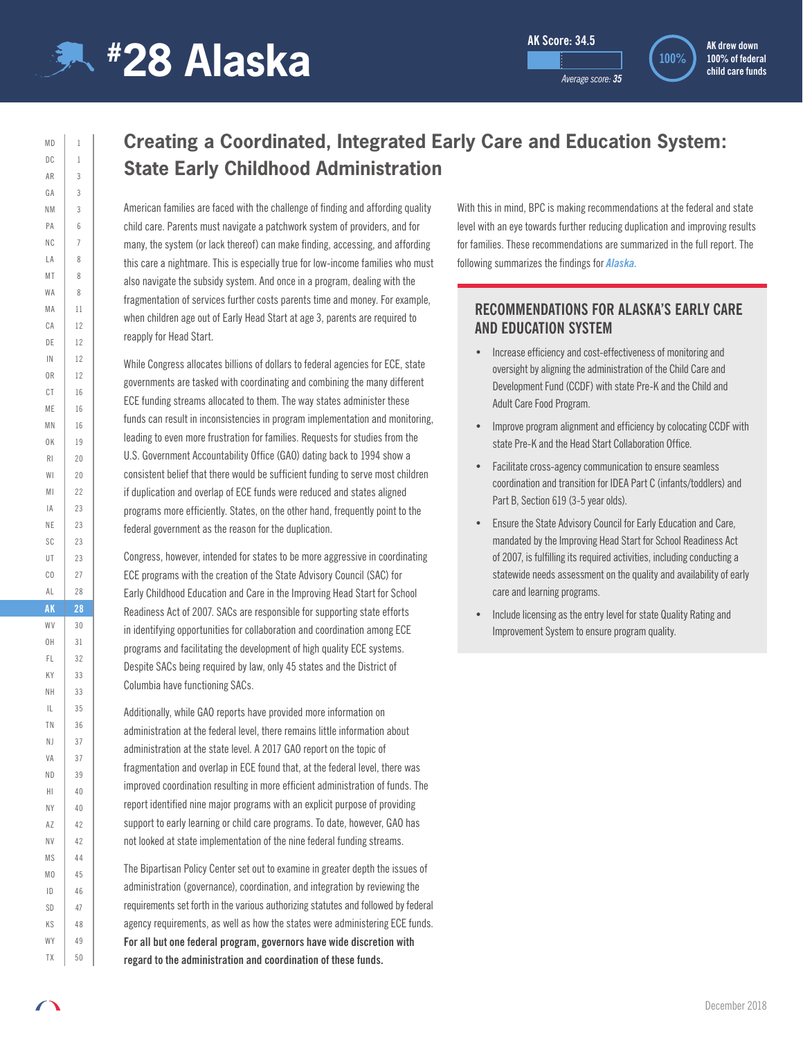# #28 Alaska

**AK Score: 34.5**

*Average score: 35*

**100%** AK drew down 100% of federal child care funds

| State | Rank |
|---|---|
| MD | 1 |
| DC | 1 |
| AR | 3 |
| GA | 3 |
| NM | 3 |
| PA | 6 |
| NC | 7 |
| LA | 8 |
| MT | 8 |
| WA | 8 |
| MA | 11 |
| CA | 12 |
| DE | 12 |
| IN | 12 |
| OR | 12 |
| CT | 16 |
| ME | 16 |
| MN | 16 |
| OK | 19 |
| RI | 20 |
| WI | 20 |
| MI | 22 |
| IA | 23 |
| NE | 23 |
| SC | 23 |
| UT | 23 |
| CO | 27 |
| AL | 28 |
| **AK** | **28** |
| WV | 30 |
| OH | 31 |
| FL | 32 |
| KY | 33 |
| NH | 33 |
| IL | 35 |
| TN | 36 |
| NJ | 37 |
| VA | 37 |
| ND | 39 |
| HI | 40 |
| NY | 40 |
| AZ | 42 |
| NV | 42 |
| MS | 44 |
| MO | 45 |
| ID | 46 |
| SD | 47 |
| KS | 48 |
| WY | 49 |
| TX | 50 |

## Creating a Coordinated, Integrated Early Care and Education System: State Early Childhood Administration

American families are faced with the challenge of finding and affording quality child care. Parents must navigate a patchwork system of providers, and for many, the system (or lack thereof) can make finding, accessing, and affording this care a nightmare. This is especially true for low-income families who must also navigate the subsidy system. And once in a program, dealing with the fragmentation of services further costs parents time and money. For example, when children age out of Early Head Start at age 3, parents are required to reapply for Head Start.

While Congress allocates billions of dollars to federal agencies for ECE, state governments are tasked with coordinating and combining the many different ECE funding streams allocated to them. The way states administer these funds can result in inconsistencies in program implementation and monitoring, leading to even more frustration for families. Requests for studies from the U.S. Government Accountability Office (GAO) dating back to 1994 show a consistent belief that there would be sufficient funding to serve most children if duplication and overlap of ECE funds were reduced and states aligned programs more efficiently. States, on the other hand, frequently point to the federal government as the reason for the duplication.

Congress, however, intended for states to be more aggressive in coordinating ECE programs with the creation of the State Advisory Council (SAC) for Early Childhood Education and Care in the Improving Head Start for School Readiness Act of 2007. SACs are responsible for supporting state efforts in identifying opportunities for collaboration and coordination among ECE programs and facilitating the development of high quality ECE systems. Despite SACs being required by law, only 45 states and the District of Columbia have functioning SACs.

Additionally, while GAO reports have provided more information on administration at the federal level, there remains little information about administration at the state level. A 2017 GAO report on the topic of fragmentation and overlap in ECE found that, at the federal level, there was improved coordination resulting in more efficient administration of funds. The report identified nine major programs with an explicit purpose of providing support to early learning or child care programs. To date, however, GAO has not looked at state implementation of the nine federal funding streams.

The Bipartisan Policy Center set out to examine in greater depth the issues of administration (governance), coordination, and integration by reviewing the requirements set forth in the various authorizing statutes and followed by federal agency requirements, as well as how the states were administering ECE funds. **For all but one federal program, governors have wide discretion with regard to the administration and coordination of these funds.**

With this in mind, BPC is making recommendations at the federal and state level with an eye towards further reducing duplication and improving results for families. These recommendations are summarized in the full report. The following summarizes the findings for *Alaska.*

### RECOMMENDATIONS FOR ALASKA'S EARLY CARE AND EDUCATION SYSTEM

- Increase efficiency and cost-effectiveness of monitoring and oversight by aligning the administration of the Child Care and Development Fund (CCDF) with state Pre-K and the Child and Adult Care Food Program.
- Improve program alignment and efficiency by colocating CCDF with state Pre-K and the Head Start Collaboration Office.
- Facilitate cross-agency communication to ensure seamless coordination and transition for IDEA Part C (infants/toddlers) and Part B, Section 619 (3-5 year olds).
- Ensure the State Advisory Council for Early Education and Care, mandated by the Improving Head Start for School Readiness Act of 2007, is fulfilling its required activities, including conducting a statewide needs assessment on the quality and availability of early care and learning programs.
- Include licensing as the entry level for state Quality Rating and Improvement System to ensure program quality.

December 2018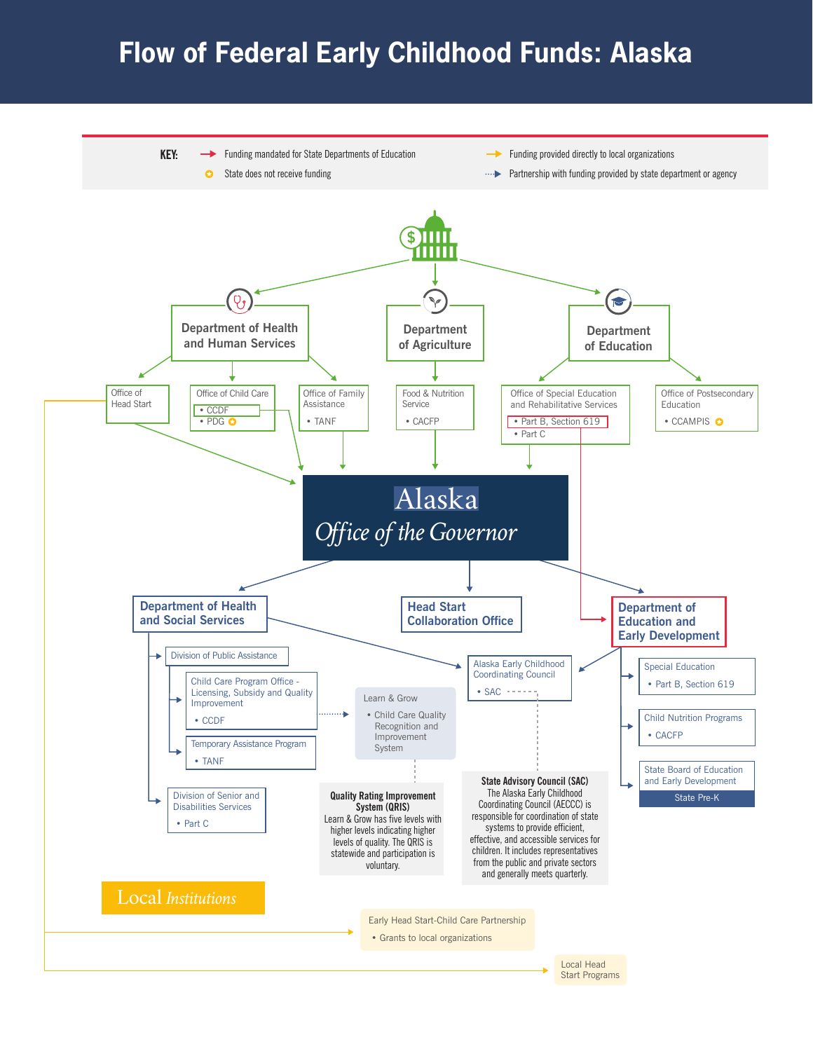# Flow of Federal Early Childhood Funds: Alaska

**KEY:**
- Funding mandated for State Departments of Education
- Funding provided directly to local organizations
- State does not receive funding
- Partnership with funding provided by state department or agency

## Department of Health and Human Services

- Office of Head Start
- Office of Child Care
  - CCDF
  - PDG
- Office of Family Assistance
  - TANF

## Department of Agriculture

- Food & Nutrition Service
  - CACFP

## Department of Education

- Office of Special Education and Rehabilitative Services
  - Part B, Section 619
  - Part C
- Office of Postsecondary Education
  - CCAMPIS

# Alaska

*Office of the Governor*

## Department of Health and Social Services

- Division of Public Assistance
  - Child Care Program Office - Licensing, Subsidy and Quality Improvement
    - CCDF
  - Temporary Assistance Program
    - TANF
- Division of Senior and Disabilities Services
  - Part C

Learn & Grow
- Child Care Quality Recognition and Improvement System

**Quality Rating Improvement System (QRIS)**
Learn & Grow has five levels with higher levels indicating higher levels of quality. The QRIS is statewide and participation is voluntary.

## Head Start Collaboration Office

Alaska Early Childhood Coordinating Council
- SAC

**State Advisory Council (SAC)**
The Alaska Early Childhood Coordinating Council (AECCC) is responsible for coordination of state systems to provide efficient, effective, and accessible services for children. It includes representatives from the public and private sectors and generally meets quarterly.

## Department of Education and Early Development

- Special Education
  - Part B, Section 619
- Child Nutrition Programs
  - CACFP
- State Board of Education and Early Development
  - State Pre-K

## *Local Institutions*

Early Head Start-Child Care Partnership
- Grants to local organizations

Local Head Start Programs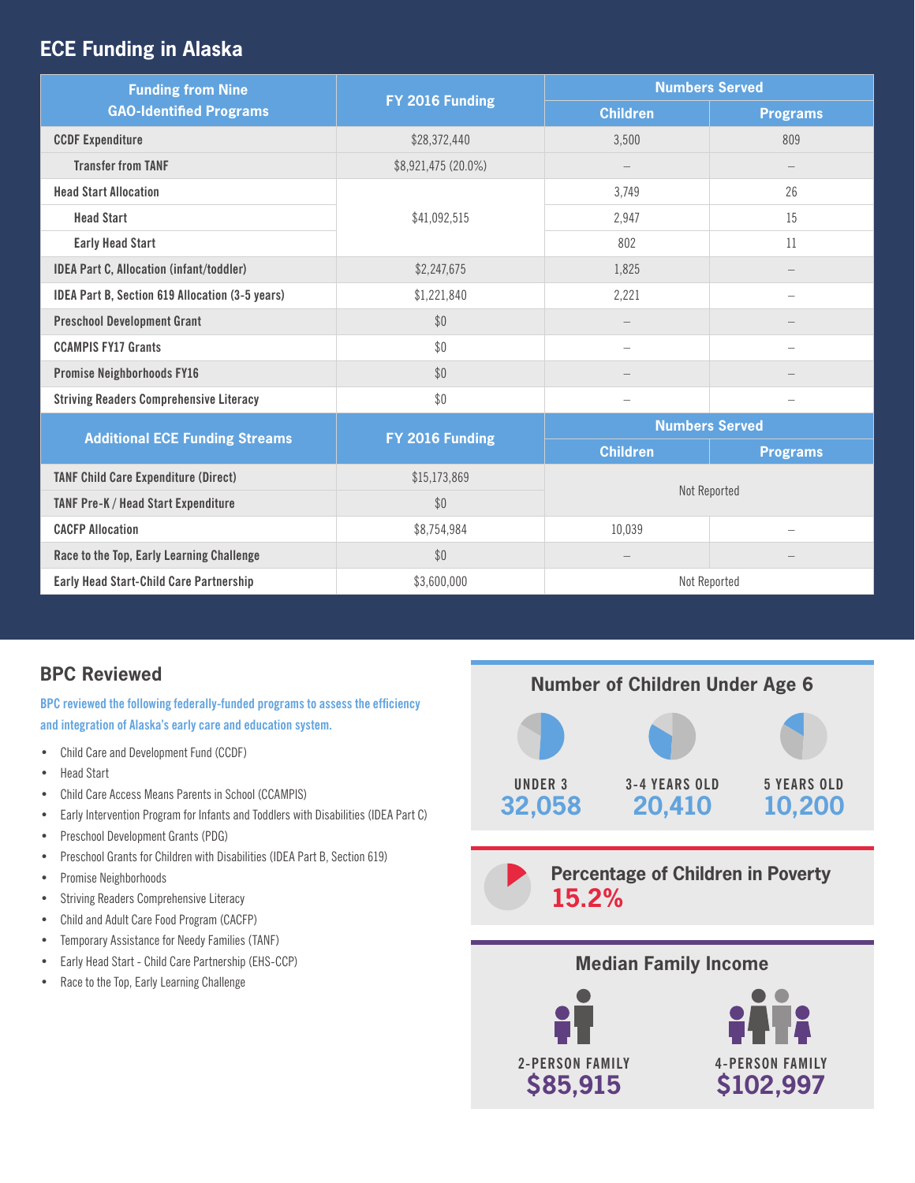## ECE Funding in Alaska

| Funding from Nine GAO-Identified Programs | FY 2016 Funding | Numbers Served | |
|---|---|---|---|
| | | Children | Programs |
| CCDF Expenditure | $28,372,440 | 3,500 | 809 |
| Transfer from TANF | $8,921,475 (20.0%) | – | – |
| Head Start Allocation | $41,092,515 | 3,749 | 26 |
| Head Start | | 2,947 | 15 |
| Early Head Start | | 802 | 11 |
| IDEA Part C, Allocation (infant/toddler) | $2,247,675 | 1,825 | – |
| IDEA Part B, Section 619 Allocation (3-5 years) | $1,221,840 | 2,221 | – |
| Preschool Development Grant | $0 | – | – |
| CCAMPIS FY17 Grants | $0 | – | – |
| Promise Neighborhoods FY16 | $0 | – | – |
| Striving Readers Comprehensive Literacy | $0 | – | – |

| Additional ECE Funding Streams | FY 2016 Funding | Numbers Served | |
|---|---|---|---|
| | | Children | Programs |
| TANF Child Care Expenditure (Direct) | $15,173,869 | Not Reported | |
| TANF Pre-K / Head Start Expenditure | $0 | | |
| CACFP Allocation | $8,754,984 | 10,039 | – |
| Race to the Top, Early Learning Challenge | $0 | – | – |
| Early Head Start-Child Care Partnership | $3,600,000 | Not Reported | |

## BPC Reviewed

BPC reviewed the following federally-funded programs to assess the efficiency and integration of Alaska's early care and education system.

- Child Care and Development Fund (CCDF)
- Head Start
- Child Care Access Means Parents in School (CCAMPIS)
- Early Intervention Program for Infants and Toddlers with Disabilities (IDEA Part C)
- Preschool Development Grants (PDG)
- Preschool Grants for Children with Disabilities (IDEA Part B, Section 619)
- Promise Neighborhoods
- Striving Readers Comprehensive Literacy
- Child and Adult Care Food Program (CACFP)
- Temporary Assistance for Needy Families (TANF)
- Early Head Start - Child Care Partnership (EHS-CCP)
- Race to the Top, Early Learning Challenge

### Number of Children Under Age 6

- UNDER 3: **32,058**
- 3-4 YEARS OLD: **20,410**
- 5 YEARS OLD: **10,200**

### Percentage of Children in Poverty

**15.2%**

### Median Family Income

- 2-PERSON FAMILY: **$85,915**
- 4-PERSON FAMILY: **$102,997**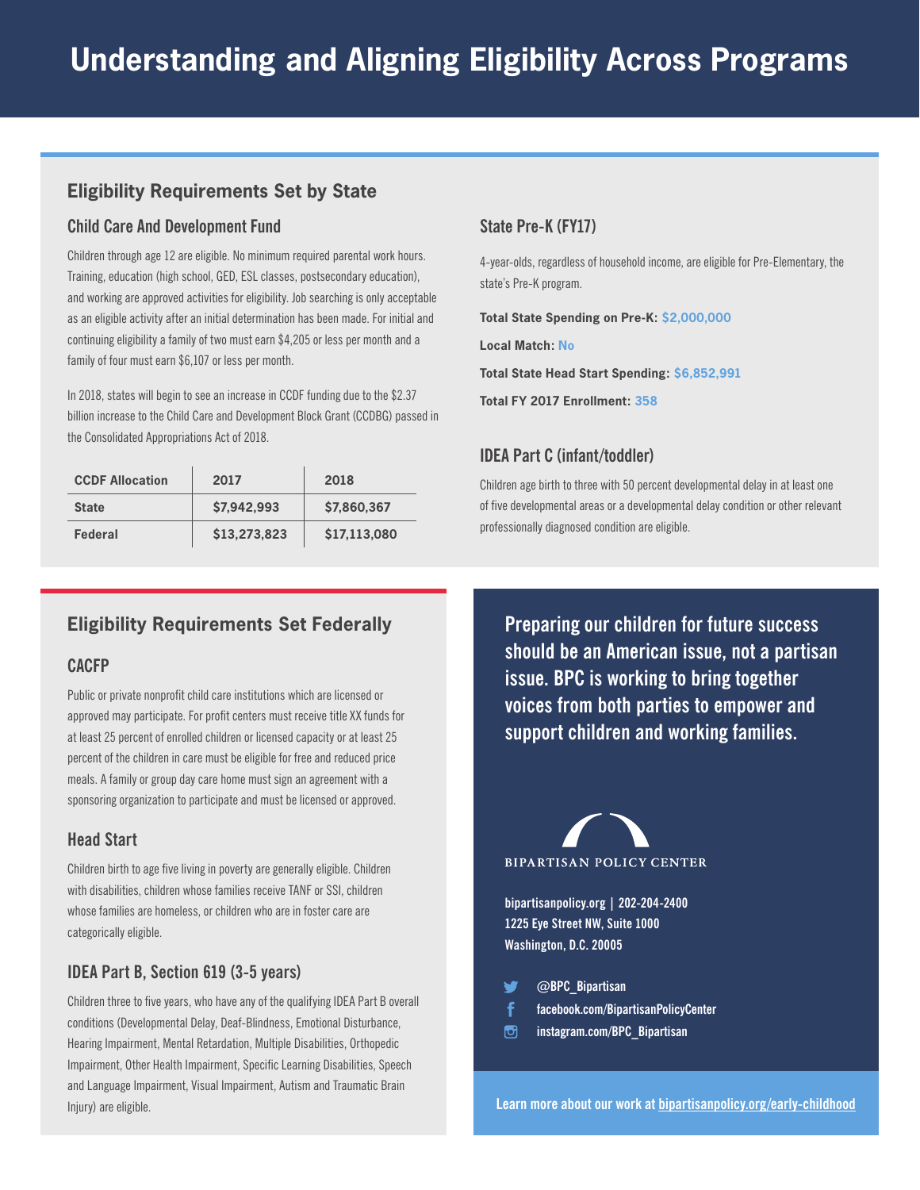# Understanding and Aligning Eligibility Across Programs

## Eligibility Requirements Set by State

### Child Care And Development Fund

Children through age 12 are eligible. No minimum required parental work hours. Training, education (high school, GED, ESL classes, postsecondary education), and working are approved activities for eligibility. Job searching is only acceptable as an eligible activity after an initial determination has been made. For initial and continuing eligibility a family of two must earn $4,205 or less per month and a family of four must earn $6,107 or less per month.

In 2018, states will begin to see an increase in CCDF funding due to the $2.37 billion increase to the Child Care and Development Block Grant (CCDBG) passed in the Consolidated Appropriations Act of 2018.

| CCDF Allocation | 2017 | 2018 |
|---|---|---|
| State | $7,942,993 | $7,860,367 |
| Federal | $13,273,823 | $17,113,080 |

### State Pre-K (FY17)

4-year-olds, regardless of household income, are eligible for Pre-Elementary, the state's Pre-K program.

**Total State Spending on Pre-K:** $2,000,000

**Local Match:** No

**Total State Head Start Spending:** $6,852,991

**Total FY 2017 Enrollment:** 358

### IDEA Part C (infant/toddler)

Children age birth to three with 50 percent developmental delay in at least one of five developmental areas or a developmental delay condition or other relevant professionally diagnosed condition are eligible.

## Eligibility Requirements Set Federally

### CACFP

Public or private nonprofit child care institutions which are licensed or approved may participate. For profit centers must receive title XX funds for at least 25 percent of enrolled children or licensed capacity or at least 25 percent of the children in care must be eligible for free and reduced price meals. A family or group day care home must sign an agreement with a sponsoring organization to participate and must be licensed or approved.

### Head Start

Children birth to age five living in poverty are generally eligible. Children with disabilities, children whose families receive TANF or SSI, children whose families are homeless, or children who are in foster care are categorically eligible.

### IDEA Part B, Section 619 (3-5 years)

Children three to five years, who have any of the qualifying IDEA Part B overall conditions (Developmental Delay, Deaf-Blindness, Emotional Disturbance, Hearing Impairment, Mental Retardation, Multiple Disabilities, Orthopedic Impairment, Other Health Impairment, Specific Learning Disabilities, Speech and Language Impairment, Visual Impairment, Autism and Traumatic Brain Injury) are eligible.

**Preparing our children for future success should be an American issue, not a partisan issue. BPC is working to bring together voices from both parties to empower and support children and working families.**

BIPARTISAN POLICY CENTER

bipartisanpolicy.org | 202-204-2400
1225 Eye Street NW, Suite 1000
Washington, D.C. 20005

@BPC_Bipartisan
facebook.com/BipartisanPolicyCenter
instagram.com/BPC_Bipartisan

Learn more about our work at bipartisanpolicy.org/early-childhood